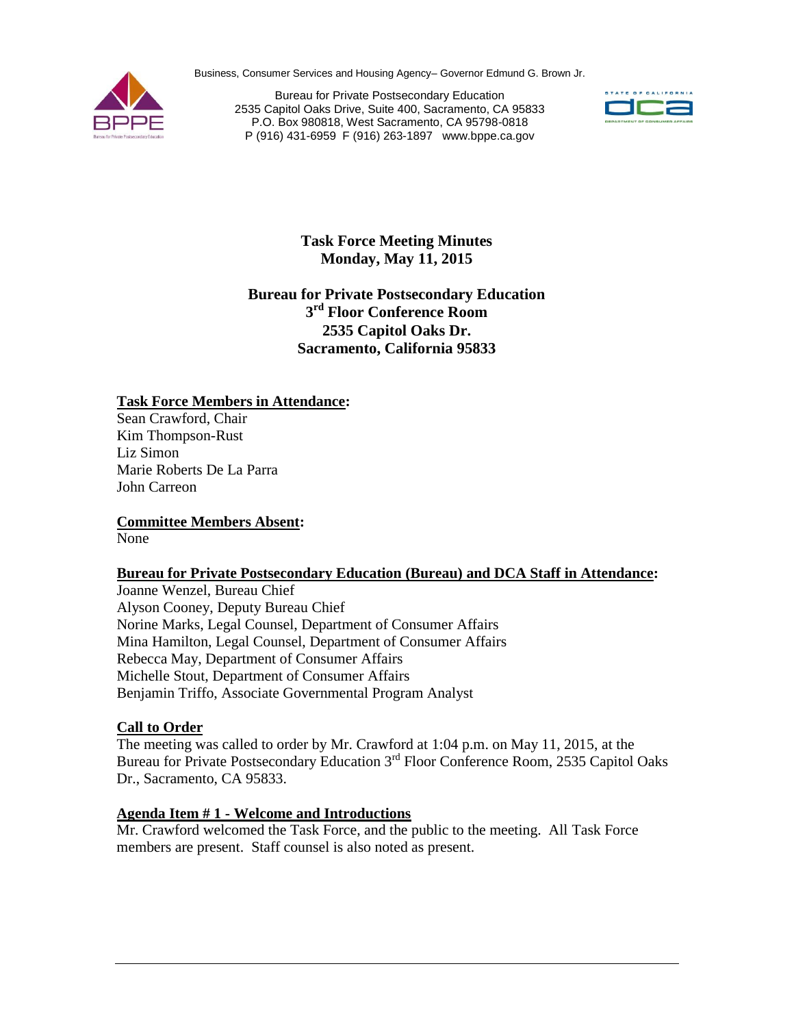Business, Consumer Services and Housing Agency– Governor Edmund G. Brown Jr.

Bureau for Private Postsecondary Education
2535 Capitol Oaks Drive, Suite 400, Sacramento, CA 95833
P.O. Box 980818, West Sacramento, CA 95798-0818
P (916) 431-6959 F (916) 263-1897 www.bppe.ca.gov

# Task Force Meeting Minutes
# Monday, May 11, 2015

## Bureau for Private Postsecondary Education
## 3rd Floor Conference Room
## 2535 Capitol Oaks Dr.
## Sacramento, California 95833

**Task Force Members in Attendance:**

Sean Crawford, Chair
Kim Thompson-Rust
Liz Simon
Marie Roberts De La Parra
John Carreon

**Committee Members Absent:**

None

**Bureau for Private Postsecondary Education (Bureau) and DCA Staff in Attendance:**

Joanne Wenzel, Bureau Chief
Alyson Cooney, Deputy Bureau Chief
Norine Marks, Legal Counsel, Department of Consumer Affairs
Mina Hamilton, Legal Counsel, Department of Consumer Affairs
Rebecca May, Department of Consumer Affairs
Michelle Stout, Department of Consumer Affairs
Benjamin Triffo, Associate Governmental Program Analyst

**Call to Order**

The meeting was called to order by Mr. Crawford at 1:04 p.m. on May 11, 2015, at the Bureau for Private Postsecondary Education 3rd Floor Conference Room, 2535 Capitol Oaks Dr., Sacramento, CA 95833.

**Agenda Item # 1 - Welcome and Introductions**

Mr. Crawford welcomed the Task Force, and the public to the meeting. All Task Force members are present. Staff counsel is also noted as present.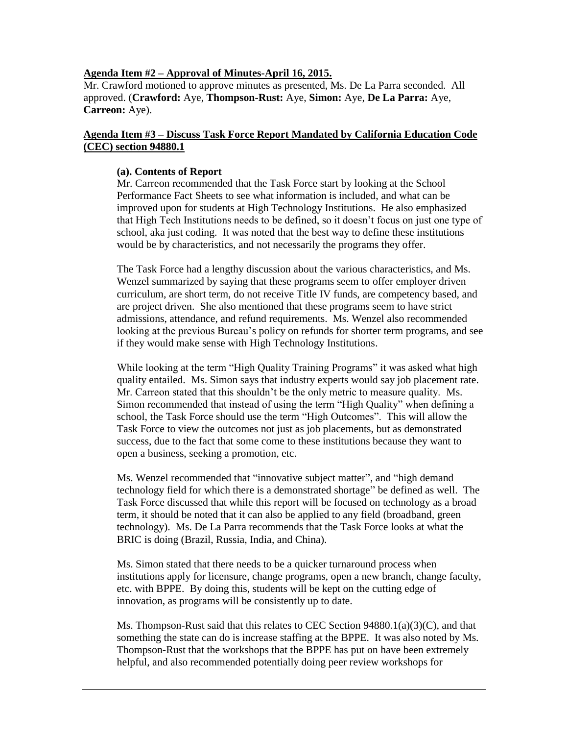**Agenda Item #2 – Approval of Minutes-April 16, 2015.**

Mr. Crawford motioned to approve minutes as presented, Ms. De La Parra seconded. All approved. (**Crawford:** Aye, **Thompson-Rust:** Aye, **Simon:** Aye, **De La Parra:** Aye, **Carreon:** Aye).

**Agenda Item #3 – Discuss Task Force Report Mandated by California Education Code (CEC) section 94880.1**

**(a). Contents of Report**

Mr. Carreon recommended that the Task Force start by looking at the School Performance Fact Sheets to see what information is included, and what can be improved upon for students at High Technology Institutions. He also emphasized that High Tech Institutions needs to be defined, so it doesn't focus on just one type of school, aka just coding. It was noted that the best way to define these institutions would be by characteristics, and not necessarily the programs they offer.

The Task Force had a lengthy discussion about the various characteristics, and Ms. Wenzel summarized by saying that these programs seem to offer employer driven curriculum, are short term, do not receive Title IV funds, are competency based, and are project driven. She also mentioned that these programs seem to have strict admissions, attendance, and refund requirements. Ms. Wenzel also recommended looking at the previous Bureau's policy on refunds for shorter term programs, and see if they would make sense with High Technology Institutions.

While looking at the term "High Quality Training Programs" it was asked what high quality entailed. Ms. Simon says that industry experts would say job placement rate. Mr. Carreon stated that this shouldn't be the only metric to measure quality. Ms. Simon recommended that instead of using the term "High Quality" when defining a school, the Task Force should use the term "High Outcomes". This will allow the Task Force to view the outcomes not just as job placements, but as demonstrated success, due to the fact that some come to these institutions because they want to open a business, seeking a promotion, etc.

Ms. Wenzel recommended that "innovative subject matter", and "high demand technology field for which there is a demonstrated shortage" be defined as well. The Task Force discussed that while this report will be focused on technology as a broad term, it should be noted that it can also be applied to any field (broadband, green technology). Ms. De La Parra recommends that the Task Force looks at what the BRIC is doing (Brazil, Russia, India, and China).

Ms. Simon stated that there needs to be a quicker turnaround process when institutions apply for licensure, change programs, open a new branch, change faculty, etc. with BPPE. By doing this, students will be kept on the cutting edge of innovation, as programs will be consistently up to date.

Ms. Thompson-Rust said that this relates to CEC Section 94880.1(a)(3)(C), and that something the state can do is increase staffing at the BPPE. It was also noted by Ms. Thompson-Rust that the workshops that the BPPE has put on have been extremely helpful, and also recommended potentially doing peer review workshops for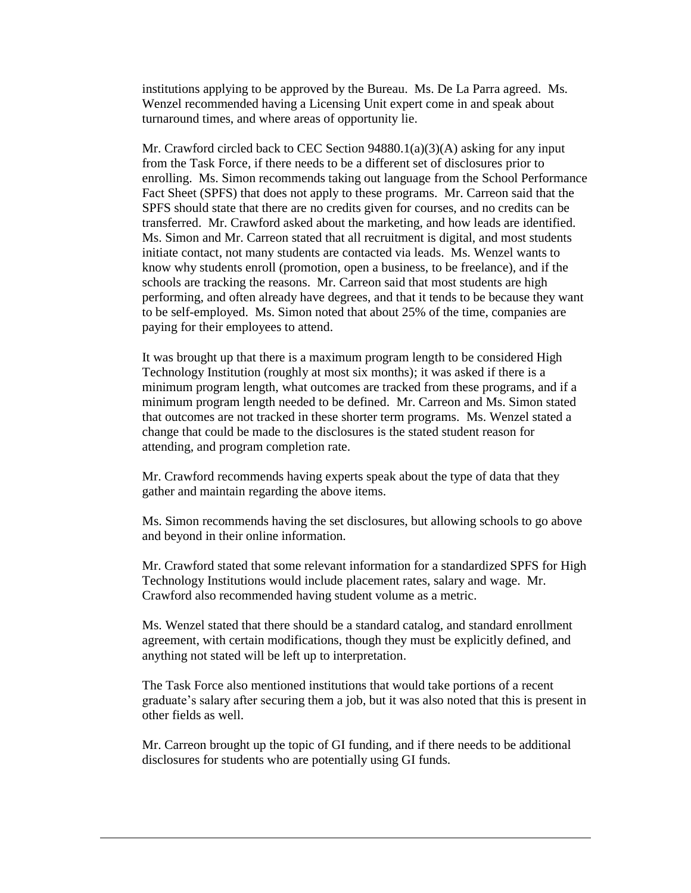institutions applying to be approved by the Bureau. Ms. De La Parra agreed. Ms. Wenzel recommended having a Licensing Unit expert come in and speak about turnaround times, and where areas of opportunity lie.

Mr. Crawford circled back to CEC Section 94880.1(a)(3)(A) asking for any input from the Task Force, if there needs to be a different set of disclosures prior to enrolling. Ms. Simon recommends taking out language from the School Performance Fact Sheet (SPFS) that does not apply to these programs. Mr. Carreon said that the SPFS should state that there are no credits given for courses, and no credits can be transferred. Mr. Crawford asked about the marketing, and how leads are identified. Ms. Simon and Mr. Carreon stated that all recruitment is digital, and most students initiate contact, not many students are contacted via leads. Ms. Wenzel wants to know why students enroll (promotion, open a business, to be freelance), and if the schools are tracking the reasons. Mr. Carreon said that most students are high performing, and often already have degrees, and that it tends to be because they want to be self-employed. Ms. Simon noted that about 25% of the time, companies are paying for their employees to attend.

It was brought up that there is a maximum program length to be considered High Technology Institution (roughly at most six months); it was asked if there is a minimum program length, what outcomes are tracked from these programs, and if a minimum program length needed to be defined. Mr. Carreon and Ms. Simon stated that outcomes are not tracked in these shorter term programs. Ms. Wenzel stated a change that could be made to the disclosures is the stated student reason for attending, and program completion rate.

Mr. Crawford recommends having experts speak about the type of data that they gather and maintain regarding the above items.

Ms. Simon recommends having the set disclosures, but allowing schools to go above and beyond in their online information.

Mr. Crawford stated that some relevant information for a standardized SPFS for High Technology Institutions would include placement rates, salary and wage. Mr. Crawford also recommended having student volume as a metric.

Ms. Wenzel stated that there should be a standard catalog, and standard enrollment agreement, with certain modifications, though they must be explicitly defined, and anything not stated will be left up to interpretation.

The Task Force also mentioned institutions that would take portions of a recent graduate's salary after securing them a job, but it was also noted that this is present in other fields as well.

Mr. Carreon brought up the topic of GI funding, and if there needs to be additional disclosures for students who are potentially using GI funds.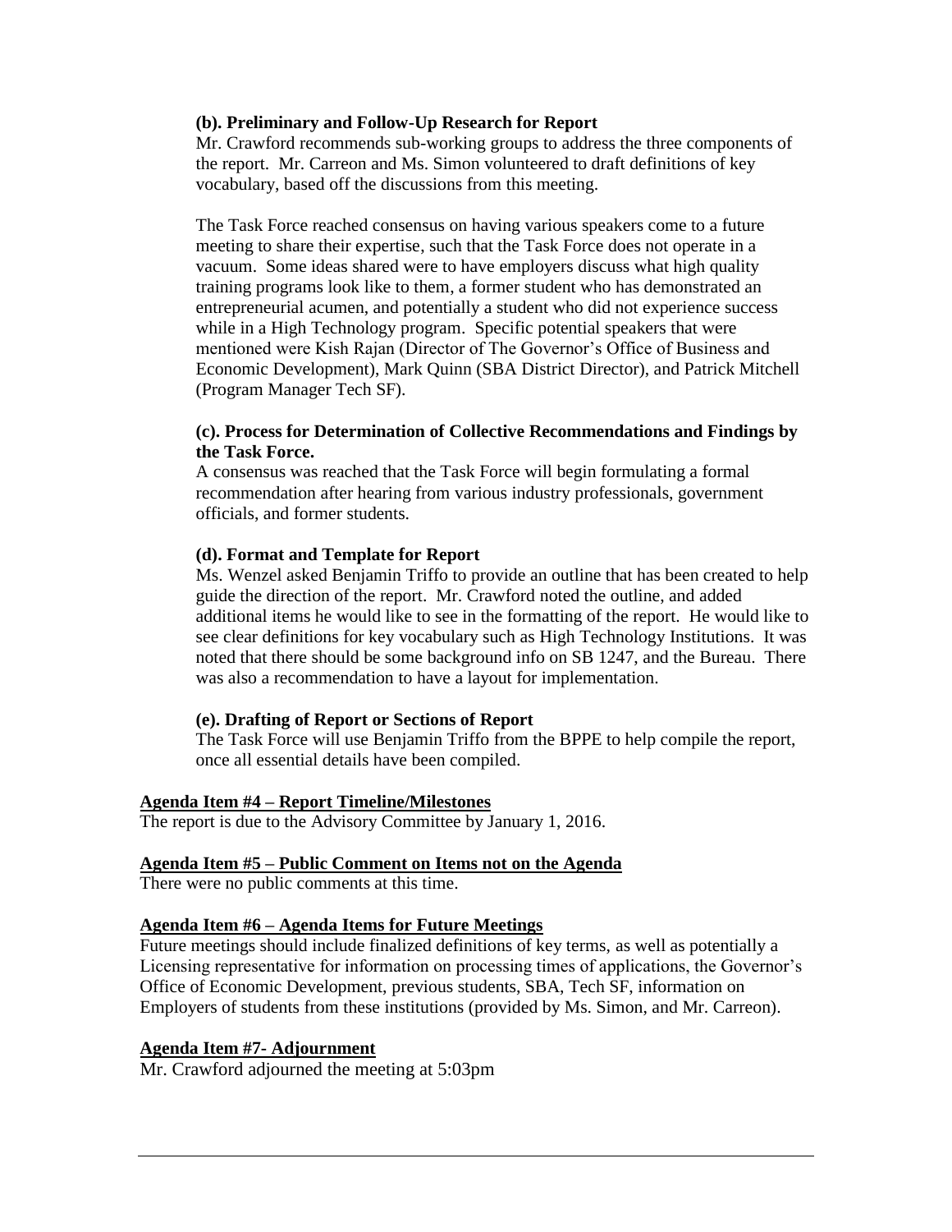**(b). Preliminary and Follow-Up Research for Report**

Mr. Crawford recommends sub-working groups to address the three components of the report. Mr. Carreon and Ms. Simon volunteered to draft definitions of key vocabulary, based off the discussions from this meeting.

The Task Force reached consensus on having various speakers come to a future meeting to share their expertise, such that the Task Force does not operate in a vacuum. Some ideas shared were to have employers discuss what high quality training programs look like to them, a former student who has demonstrated an entrepreneurial acumen, and potentially a student who did not experience success while in a High Technology program. Specific potential speakers that were mentioned were Kish Rajan (Director of The Governor's Office of Business and Economic Development), Mark Quinn (SBA District Director), and Patrick Mitchell (Program Manager Tech SF).

**(c). Process for Determination of Collective Recommendations and Findings by the Task Force.**

A consensus was reached that the Task Force will begin formulating a formal recommendation after hearing from various industry professionals, government officials, and former students.

**(d). Format and Template for Report**

Ms. Wenzel asked Benjamin Triffo to provide an outline that has been created to help guide the direction of the report. Mr. Crawford noted the outline, and added additional items he would like to see in the formatting of the report. He would like to see clear definitions for key vocabulary such as High Technology Institutions. It was noted that there should be some background info on SB 1247, and the Bureau. There was also a recommendation to have a layout for implementation.

**(e). Drafting of Report or Sections of Report**

The Task Force will use Benjamin Triffo from the BPPE to help compile the report, once all essential details have been compiled.

**Agenda Item #4 – Report Timeline/Milestones**

The report is due to the Advisory Committee by January 1, 2016.

**Agenda Item #5 – Public Comment on Items not on the Agenda**

There were no public comments at this time.

**Agenda Item #6 – Agenda Items for Future Meetings**

Future meetings should include finalized definitions of key terms, as well as potentially a Licensing representative for information on processing times of applications, the Governor's Office of Economic Development, previous students, SBA, Tech SF, information on Employers of students from these institutions (provided by Ms. Simon, and Mr. Carreon).

**Agenda Item #7- Adjournment**

Mr. Crawford adjourned the meeting at 5:03pm